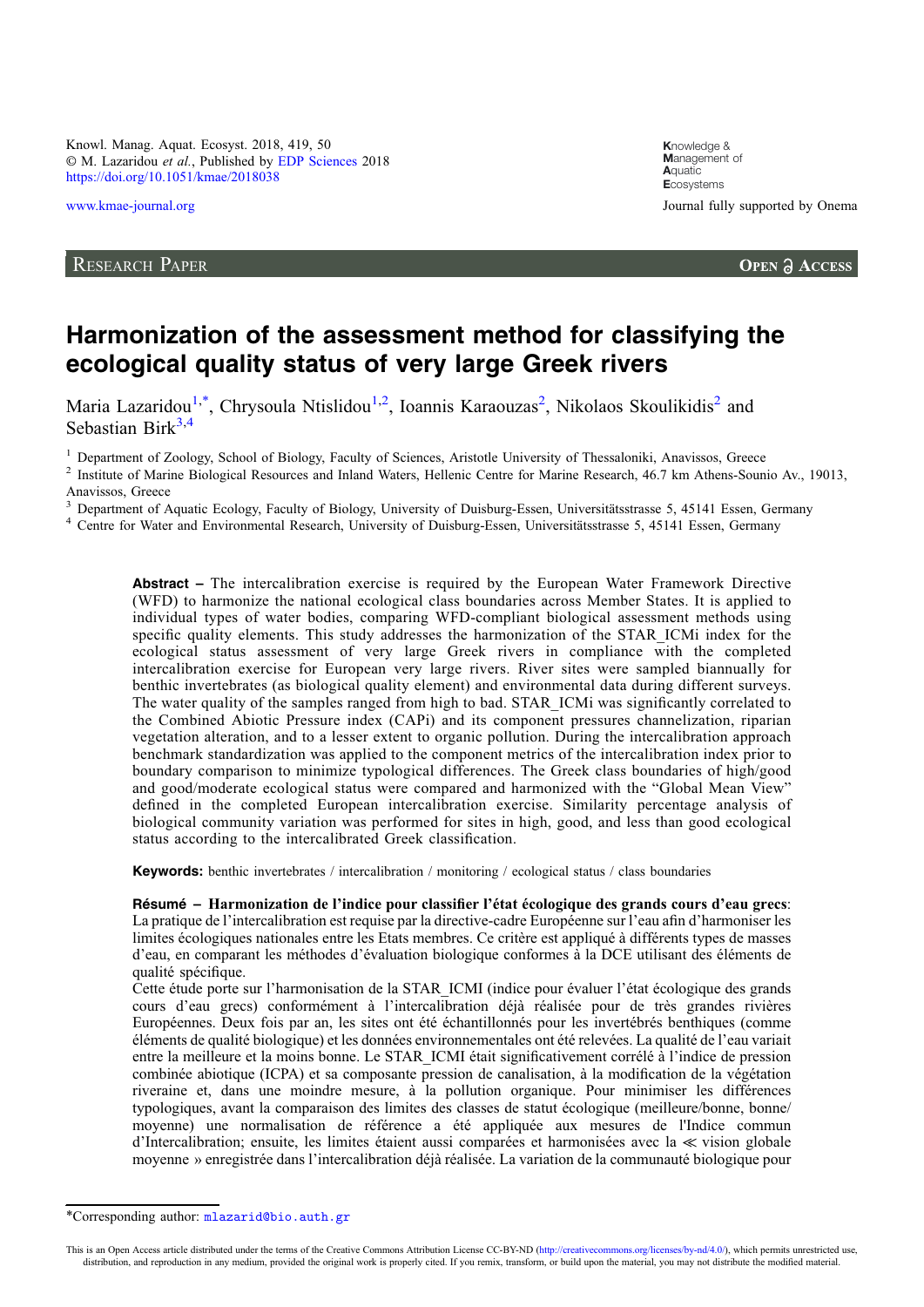Research Paper | Open Access

# Harmonization of the assessment method for classifying the ecological quality status of very large Greek rivers

Maria Lazaridou[1,*], Chrysoula Ntislidou[1,2], Ioannis Karaouzas[2], Nikolaos Skoulikidis[2] and Sebastian Birk[3,4]

[1] Department of Zoology, School of Biology, Faculty of Sciences, Aristotle University of Thessaloniki, Anavissos, Greece
[2] Institute of Marine Biological Resources and Inland Waters, Hellenic Centre for Marine Research, 46.7 km Athens-Sounio Av., 19013, Anavissos, Greece
[3] Department of Aquatic Ecology, Faculty of Biology, University of Duisburg-Essen, Universitätsstrasse 5, 45141 Essen, Germany
[4] Centre for Water and Environmental Research, University of Duisburg-Essen, Universitätsstrasse 5, 45141 Essen, Germany

**Abstract** – The intercalibration exercise is required by the European Water Framework Directive (WFD) to harmonize the national ecological class boundaries across Member States. It is applied to individual types of water bodies, comparing WFD-compliant biological assessment methods using specific quality elements. This study addresses the harmonization of the STAR_ICMi index for the ecological status assessment of very large Greek rivers in compliance with the completed intercalibration exercise for European very large rivers. River sites were sampled biannually for benthic invertebrates (as biological quality element) and environmental data during different surveys. The water quality of the samples ranged from high to bad. STAR_ICMi was significantly correlated to the Combined Abiotic Pressure index (CAPi) and its component pressures channelization, riparian vegetation alteration, and to a lesser extent to organic pollution. During the intercalibration approach benchmark standardization was applied to the component metrics of the intercalibration index prior to boundary comparison to minimize typological differences. The Greek class boundaries of high/good and good/moderate ecological status were compared and harmonized with the "Global Mean View" defined in the completed European intercalibration exercise. Similarity percentage analysis of biological community variation was performed for sites in high, good, and less than good ecological status according to the intercalibrated Greek classification.

**Keywords:** benthic invertebrates / intercalibration / monitoring / ecological status / class boundaries

**Résumé** – **Harmonization de l'indice pour classifier l'état écologique des grands cours d'eau grecs**: La pratique de l'intercalibration est requise par la directive-cadre Européenne sur l'eau afin d'harmoniser les limites écologiques nationales entre les Etats membres. Ce critère est appliqué à différents types de masses d'eau, en comparant les méthodes d'évaluation biologique conformes à la DCE utilisant des éléments de qualité spécifique.
Cette étude porte sur l'harmonisation de la STAR_ICMI (indice pour évaluer l'état écologique des grands cours d'eau grecs) conformément à l'intercalibration déjà réalisée pour de très grandes rivières Européennes. Deux fois par an, les sites ont été échantillonnés pour les invertébrés benthiques (comme éléments de qualité biologique) et les données environnementales ont été relevées. La qualité de l'eau variait entre la meilleure et la moins bonne. Le STAR_ICMI était significativement corrélé à l'indice de pression combinée abiotique (ICPA) et sa composante pression de canalisation, à la modification de la végétation riveraine et, dans une moindre mesure, à la pollution organique. Pour minimiser les différences typologiques, avant la comparaison des limites des classes de statut écologique (meilleure/bonne, bonne/moyenne) une normalisation de référence a été appliquée aux mesures de l'Indice commun d'Intercalibration; ensuite, les limites étaient aussi comparées et harmonisées avec la ≪ vision globale moyenne » enregistrée dans l'intercalibration déjà réalisée. La variation de la communauté biologique pour

*Corresponding author: mlazarid@bio.auth.gr

This is an Open Access article distributed under the terms of the Creative Commons Attribution License CC-BY-ND (http://creativecommons.org/licenses/by-nd/4.0/), which permits unrestricted use, distribution, and reproduction in any medium, provided the original work is properly cited. If you remix, transform, or build upon the material, you may not distribute the modified material.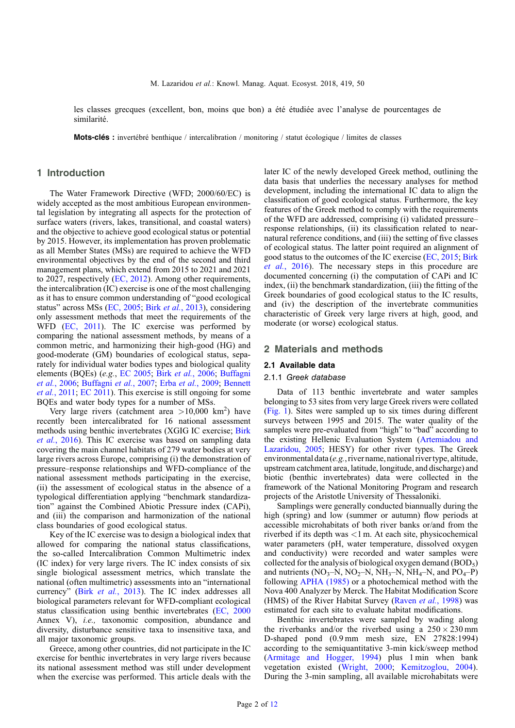les classes grecques (excellent, bon, moins que bon) a été étudiée avec l'analyse de pourcentages de similarité.

**Mots-clés :** invertébré benthique / intercalibration / monitoring / statut écologique / limites de classes

## 1 Introduction

The Water Framework Directive (WFD; 2000/60/EC) is widely accepted as the most ambitious European environmental legislation by integrating all aspects for the protection of surface waters (rivers, lakes, transitional, and coastal waters) and the objective to achieve good ecological status or potential by 2015. However, its implementation has proven problematic as all Member States (MSs) are required to achieve the WFD environmental objectives by the end of the second and third management plans, which extend from 2015 to 2021 and 2021 to 2027, respectively (EC, 2012). Among other requirements, the intercalibration (IC) exercise is one of the most challenging as it has to ensure common understanding of "good ecological status" across MSs (EC, 2005; Birk *et al.*, 2013), considering only assessment methods that meet the requirements of the WFD (EC, 2011). The IC exercise was performed by comparing the national assessment methods, by means of a common metric, and harmonizing their high-good (HG) and good-moderate (GM) boundaries of ecological status, separately for individual water bodies types and biological quality elements (BQEs) (*e.g.*, EC 2005; Birk *et al.*, 2006; Buffagni *et al.*, 2006; Buffagni *et al.*, 2007; Erba *et al.*, 2009; Bennett *et al.*, 2011; EC 2011). This exercise is still ongoing for some BQEs and water body types for a number of MSs.

Very large rivers (catchment area >10,000 km$^2$) have recently been intercalibrated for 16 national assessment methods using benthic invertebrates (XGIG IC exercise; Birk *et al.*, 2016). This IC exercise was based on sampling data covering the main channel habitats of 279 water bodies at very large rivers across Europe, comprising (i) the demonstration of pressure–response relationships and WFD-compliance of the national assessment methods participating in the exercise, (ii) the assessment of ecological status in the absence of a typological differentiation applying "benchmark standardization" against the Combined Abiotic Pressure index (CAPi), and (iii) the comparison and harmonization of the national class boundaries of good ecological status.

Key of the IC exercise was to design a biological index that allowed for comparing the national status classifications, the so-called Intercalibration Common Multimetric index (IC index) for very large rivers. The IC index consists of six single biological assessment metrics, which translate the national (often multimetric) assessments into an "international currency" (Birk *et al.*, 2013). The IC index addresses all biological parameters relevant for WFD-compliant ecological status classification using benthic invertebrates (EC, 2000 Annex V), *i.e.,* taxonomic composition, abundance and diversity, disturbance sensitive taxa to insensitive taxa, and all major taxonomic groups.

Greece, among other countries, did not participate in the IC exercise for benthic invertebrates in very large rivers because its national assessment method was still under development when the exercise was performed. This article deals with the later IC of the newly developed Greek method, outlining the data basis that underlies the necessary analyses for method development, including the international IC data to align the classification of good ecological status. Furthermore, the key features of the Greek method to comply with the requirements of the WFD are addressed, comprising (i) validated pressure–response relationships, (ii) its classification related to near-natural reference conditions, and (iii) the setting of five classes of ecological status. The latter point required an alignment of good status to the outcomes of the IC exercise (EC, 2015; Birk *et al.*, 2016). The necessary steps in this procedure are documented concerning (i) the computation of CAPi and IC index, (ii) the benchmark standardization, (iii) the fitting of the Greek boundaries of good ecological status to the IC results, and (iv) the description of the invertebrate communities characteristic of Greek very large rivers at high, good, and moderate (or worse) ecological status.

## 2 Materials and methods

### 2.1 Available data

#### 2.1.1 *Greek database*

Data of 113 benthic invertebrate and water samples belonging to 53 sites from very large Greek rivers were collated (Fig. 1). Sites were sampled up to six times during different surveys between 1995 and 2015. The water quality of the samples were pre-evaluated from "high" to "bad" according to the existing Hellenic Evaluation System (Artemiadou and Lazaridou, 2005; HESY) for other river types. The Greek environmental data (*e.g.*, river name, national river type, altitude, upstream catchment area, latitude, longitude, and discharge) and biotic (benthic invertebrates) data were collected in the framework of the National Monitoring Program and research projects of the Aristotle University of Thessaloniki.

Samplings were generally conducted biannually during the high (spring) and low (summer or autumn) flow periods at accessible microhabitats of both river banks or/and from the riverbed if its depth was <1 m. At each site, physicochemical water parameters (pH, water temperature, dissolved oxygen and conductivity) were recorded and water samples were collected for the analysis of biological oxygen demand ($BOD_5$) and nutrients ($NO_3$–N, $NO_2$–N, $NH_3$–N, $NH_4$–N, and $PO_4$–P) following APHA (1985) or a photochemical method with the Nova 400 Analyzer by Merck. The Habitat Modification Score (HMS) of the River Habitat Survey (Raven *et al.*, 1998) was estimated for each site to evaluate habitat modifications.

Benthic invertebrates were sampled by wading along the riverbanks and/or the riverbed using a 250 × 230 mm D-shaped pond (0.9 mm mesh size, EN 27828:1994) according to the semiquantitative 3-min kick/sweep method (Armitage and Hogger, 1994) plus 1 min when bank vegetation existed (Wright, 2000; Kemitzoglou, 2004). During the 3-min sampling, all available microhabitats were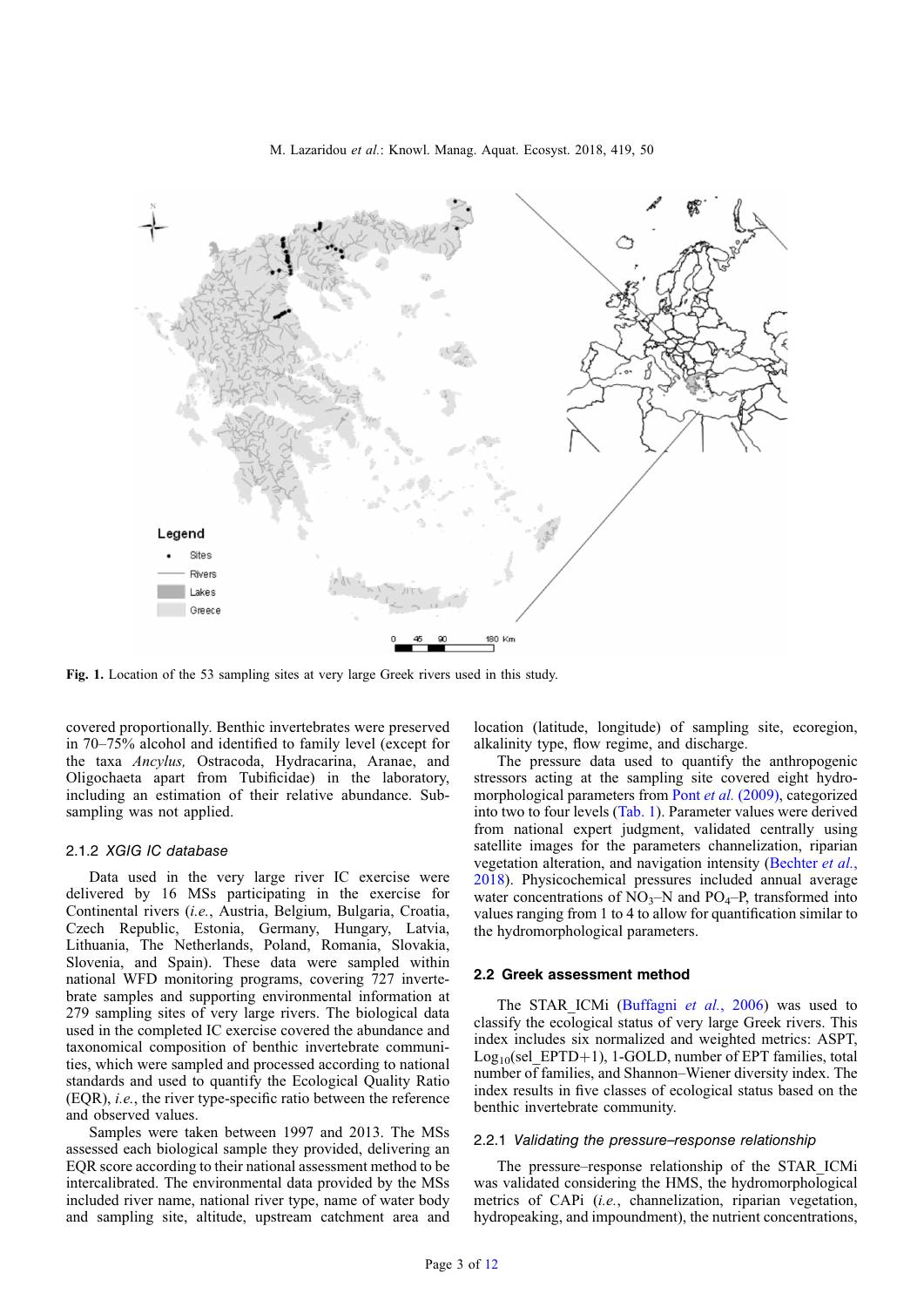Fig. 1. Location of the 53 sampling sites at very large Greek rivers used in this study.

covered proportionally. Benthic invertebrates were preserved in 70–75% alcohol and identified to family level (except for the taxa *Ancylus,* Ostracoda, Hydracarina, Aranae, and Oligochaeta apart from Tubificidae) in the laboratory, including an estimation of their relative abundance. Subsampling was not applied.

### 2.1.2 *XGIG IC database*

Data used in the very large river IC exercise were delivered by 16 MSs participating in the exercise for Continental rivers (*i.e.*, Austria, Belgium, Bulgaria, Croatia, Czech Republic, Estonia, Germany, Hungary, Latvia, Lithuania, The Netherlands, Poland, Romania, Slovakia, Slovenia, and Spain). These data were sampled within national WFD monitoring programs, covering 727 invertebrate samples and supporting environmental information at 279 sampling sites of very large rivers. The biological data used in the completed IC exercise covered the abundance and taxonomical composition of benthic invertebrate communities, which were sampled and processed according to national standards and used to quantify the Ecological Quality Ratio (EQR), *i.e.*, the river type-specific ratio between the reference and observed values.

Samples were taken between 1997 and 2013. The MSs assessed each biological sample they provided, delivering an EQR score according to their national assessment method to be intercalibrated. The environmental data provided by the MSs included river name, national river type, name of water body and sampling site, altitude, upstream catchment area and location (latitude, longitude) of sampling site, ecoregion, alkalinity type, flow regime, and discharge.

The pressure data used to quantify the anthropogenic stressors acting at the sampling site covered eight hydromorphological parameters from Pont *et al.* (2009), categorized into two to four levels (Tab. 1). Parameter values were derived from national expert judgment, validated centrally using satellite images for the parameters channelization, riparian vegetation alteration, and navigation intensity (Bechter *et al.*, 2018). Physicochemical pressures included annual average water concentrations of $NO_3$–N and $PO_4$–P, transformed into values ranging from 1 to 4 to allow for quantification similar to the hydromorphological parameters.

## 2.2 Greek assessment method

The STAR_ICMi (Buffagni *et al.*, 2006) was used to classify the ecological status of very large Greek rivers. This index includes six normalized and weighted metrics: ASPT, $Log_{10}$(sel_EPTD+1), 1-GOLD, number of EPT families, total number of families, and Shannon–Wiener diversity index. The index results in five classes of ecological status based on the benthic invertebrate community.

### 2.2.1 *Validating the pressure–response relationship*

The pressure–response relationship of the STAR_ICMi was validated considering the HMS, the hydromorphological metrics of CAPi (*i.e.*, channelization, riparian vegetation, hydropeaking, and impoundment), the nutrient concentrations,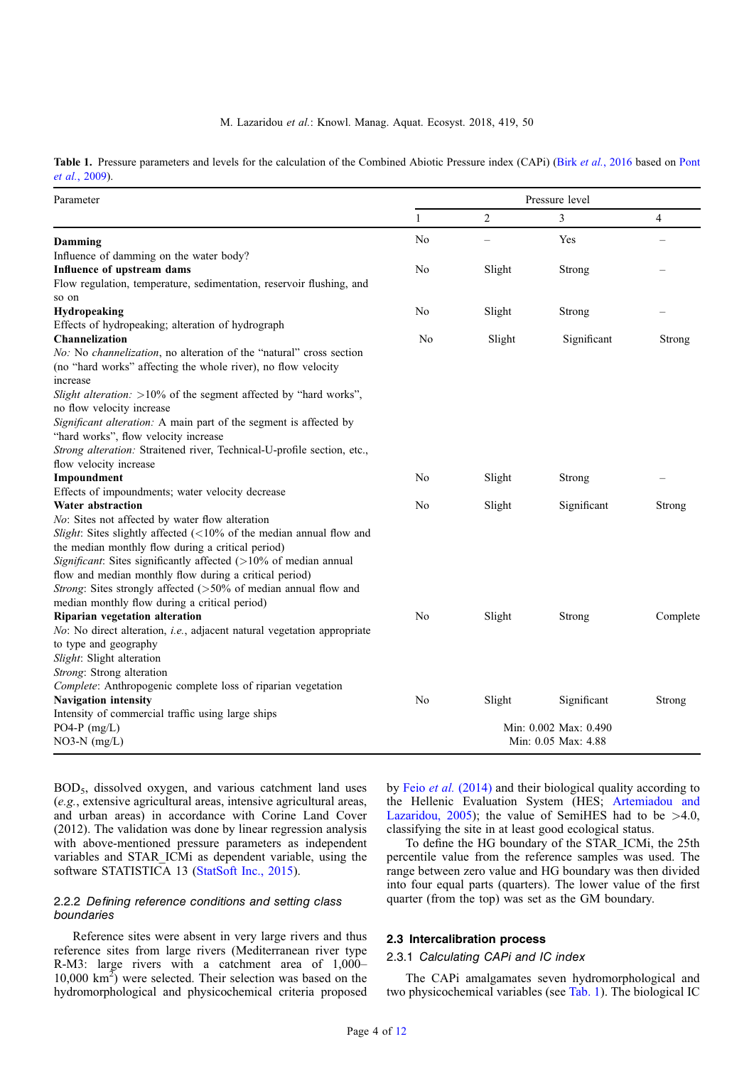**Table 1.** Pressure parameters and levels for the calculation of the Combined Abiotic Pressure index (CAPi) (Birk *et al.*, 2016 based on Pont *et al.*, 2009).

| Parameter | Pressure level | | | |
|---|---|---|---|---|
| | 1 | 2 | 3 | 4 |
| **Damming**<br>Influence of damming on the water body? | No | – | Yes | – |
| **Influence of upstream dams**<br>Flow regulation, temperature, sedimentation, reservoir flushing, and so on | No | Slight | Strong | – |
| **Hydropeaking**<br>Effects of hydropeaking; alteration of hydrograph | No | Slight | Strong | – |
| **Channelization**<br>*No:* No *channelization*, no alteration of the "natural" cross section (no "hard works" affecting the whole river), no flow velocity increase<br>*Slight alteration:* >10% of the segment affected by "hard works", no flow velocity increase<br>*Significant alteration:* A main part of the segment is affected by "hard works", flow velocity increase<br>*Strong alteration:* Straitened river, Technical-U-profile section, etc., flow velocity increase | No | Slight | Significant | Strong |
| **Impoundment**<br>Effects of impoundments; water velocity decrease | No | Slight | Strong | – |
| **Water abstraction**<br>*No*: Sites not affected by water flow alteration<br>*Slight*: Sites slightly affected (<10% of the median annual flow and the median monthly flow during a critical period)<br>*Significant*: Sites significantly affected (>10% of median annual flow and median monthly flow during a critical period)<br>*Strong*: Sites strongly affected (>50% of median annual flow and median monthly flow during a critical period) | No | Slight | Significant | Strong |
| **Riparian vegetation alteration**<br>*No*: No direct alteration, *i.e.*, adjacent natural vegetation appropriate to type and geography<br>*Slight*: Slight alteration<br>*Strong*: Strong alteration<br>*Complete*: Anthropogenic complete loss of riparian vegetation | No | Slight | Strong | Complete |
| **Navigation intensity**<br>Intensity of commercial traffic using large ships | No | Slight | Significant | Strong |
| PO4-P (mg/L) | Min: 0.002 Max: 0.490 | | | |
| NO3-N (mg/L) | Min: 0.05 Max: 4.88 | | | |

$BOD_5$, dissolved oxygen, and various catchment land uses (*e.g.*, extensive agricultural areas, intensive agricultural areas, and urban areas) in accordance with Corine Land Cover (2012). The validation was done by linear regression analysis with above-mentioned pressure parameters as independent variables and STAR_ICMi as dependent variable, using the software STATISTICA 13 (StatSoft Inc., 2015).

#### 2.2.2 Defining reference conditions and setting class boundaries

Reference sites were absent in very large rivers and thus reference sites from large rivers (Mediterranean river type R-M3: large rivers with a catchment area of 1,000–10,000 $km^2$) were selected. Their selection was based on the hydromorphological and physicochemical criteria proposed by Feio *et al.* (2014) and their biological quality according to the Hellenic Evaluation System (HES; Artemiadou and Lazaridou, 2005); the value of SemiHES had to be >4.0, classifying the site in at least good ecological status.

To define the HG boundary of the STAR_ICMi, the 25th percentile value from the reference samples was used. The range between zero value and HG boundary was then divided into four equal parts (quarters). The lower value of the first quarter (from the top) was set as the GM boundary.

### 2.3 Intercalibration process

#### 2.3.1 Calculating CAPi and IC index

The CAPi amalgamates seven hydromorphological and two physicochemical variables (see Tab. 1). The biological IC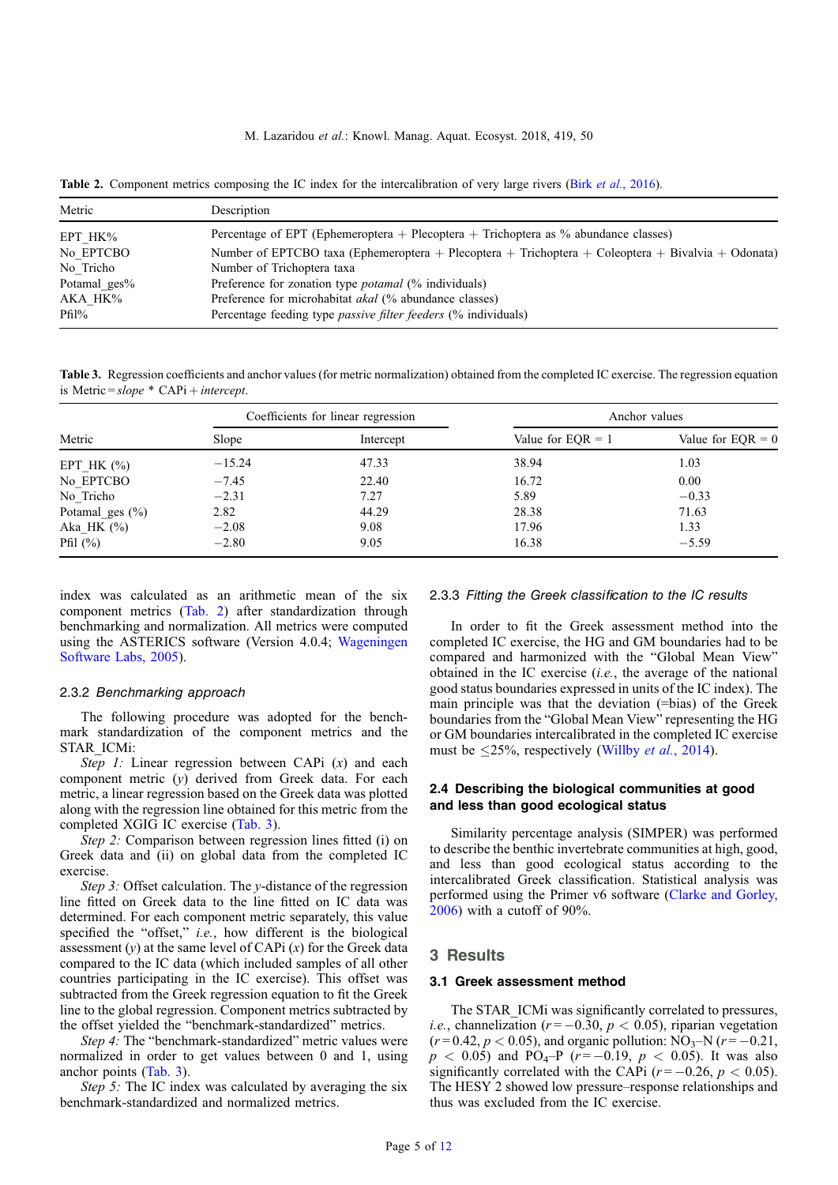**Table 2.** Component metrics composing the IC index for the intercalibration of very large rivers (Birk *et al.*, 2016).

| Metric | Description |
|---|---|
| EPT_HK% | Percentage of EPT (Ephemeroptera + Plecoptera + Trichoptera as % abundance classes) |
| No_EPTCBO | Number of EPTCBO taxa (Ephemeroptera + Plecoptera + Trichoptera + Coleoptera + Bivalvia + Odonata) |
| No_Tricho | Number of Trichoptera taxa |
| Potamal_ges% | Preference for zonation type *potamal* (% individuals) |
| AKA_HK% | Preference for microhabitat *akal* (% abundance classes) |
| Pfil% | Percentage feeding type *passive filter feeders* (% individuals) |

**Table 3.** Regression coefficients and anchor values (for metric normalization) obtained from the completed IC exercise. The regression equation is Metric = *slope* * CAPi + *intercept*.

| | Coefficients for linear regression | | Anchor values | |
|---|---|---|---|---|
| Metric | Slope | Intercept | Value for EQR = 1 | Value for EQR = 0 |
| EPT_HK (%) | −15.24 | 47.33 | 38.94 | 1.03 |
| No_EPTCBO | −7.45 | 22.40 | 16.72 | 0.00 |
| No_Tricho | −2.31 | 7.27 | 5.89 | −0.33 |
| Potamal_ges (%) | 2.82 | 44.29 | 28.38 | 71.63 |
| Aka_HK (%) | −2.08 | 9.08 | 17.96 | 1.33 |
| Pfil (%) | −2.80 | 9.05 | 16.38 | −5.59 |

index was calculated as an arithmetic mean of the six component metrics (Tab. 2) after standardization through benchmarking and normalization. All metrics were computed using the ASTERICS software (Version 4.0.4; Wageningen Software Labs, 2005).

### 2.3.2 *Benchmarking approach*

The following procedure was adopted for the benchmark standardization of the component metrics and the STAR_ICMi:

*Step 1:* Linear regression between CAPi ($x$) and each component metric ($y$) derived from Greek data. For each metric, a linear regression based on the Greek data was plotted along with the regression line obtained for this metric from the completed XGIG IC exercise (Tab. 3).

*Step 2:* Comparison between regression lines fitted (i) on Greek data and (ii) on global data from the completed IC exercise.

*Step 3:* Offset calculation. The $y$-distance of the regression line fitted on Greek data to the line fitted on IC data was determined. For each component metric separately, this value specified the "offset," *i.e.*, how different is the biological assessment ($y$) at the same level of CAPi ($x$) for the Greek data compared to the IC data (which included samples of all other countries participating in the IC exercise). This offset was subtracted from the Greek regression equation to fit the Greek line to the global regression. Component metrics subtracted by the offset yielded the "benchmark-standardized" metrics.

*Step 4:* The "benchmark-standardized" metric values were normalized in order to get values between 0 and 1, using anchor points (Tab. 3).

*Step 5:* The IC index was calculated by averaging the six benchmark-standardized and normalized metrics.

### 2.3.3 *Fitting the Greek classification to the IC results*

In order to fit the Greek assessment method into the completed IC exercise, the HG and GM boundaries had to be compared and harmonized with the "Global Mean View" obtained in the IC exercise (*i.e.*, the average of the national good status boundaries expressed in units of the IC index). The main principle was that the deviation (=bias) of the Greek boundaries from the "Global Mean View" representing the HG or GM boundaries intercalibrated in the completed IC exercise must be ≤25%, respectively (Willby *et al.*, 2014).

### 2.4 Describing the biological communities at good and less than good ecological status

Similarity percentage analysis (SIMPER) was performed to describe the benthic invertebrate communities at high, good, and less than good ecological status according to the intercalibrated Greek classification. Statistical analysis was performed using the Primer v6 software (Clarke and Gorley, 2006) with a cutoff of 90%.

## 3 Results

### 3.1 Greek assessment method

The STAR_ICMi was significantly correlated to pressures, *i.e.*, channelization ($r = -0.30$, $p < 0.05$), riparian vegetation ($r = 0.42$, $p < 0.05$), and organic pollution: $NO_3$–N ($r = -0.21$, $p < 0.05$) and $PO_4$–P ($r = -0.19$, $p < 0.05$). It was also significantly correlated with the CAPi ($r = -0.26$, $p < 0.05$). The HESY 2 showed low pressure–response relationships and thus was excluded from the IC exercise.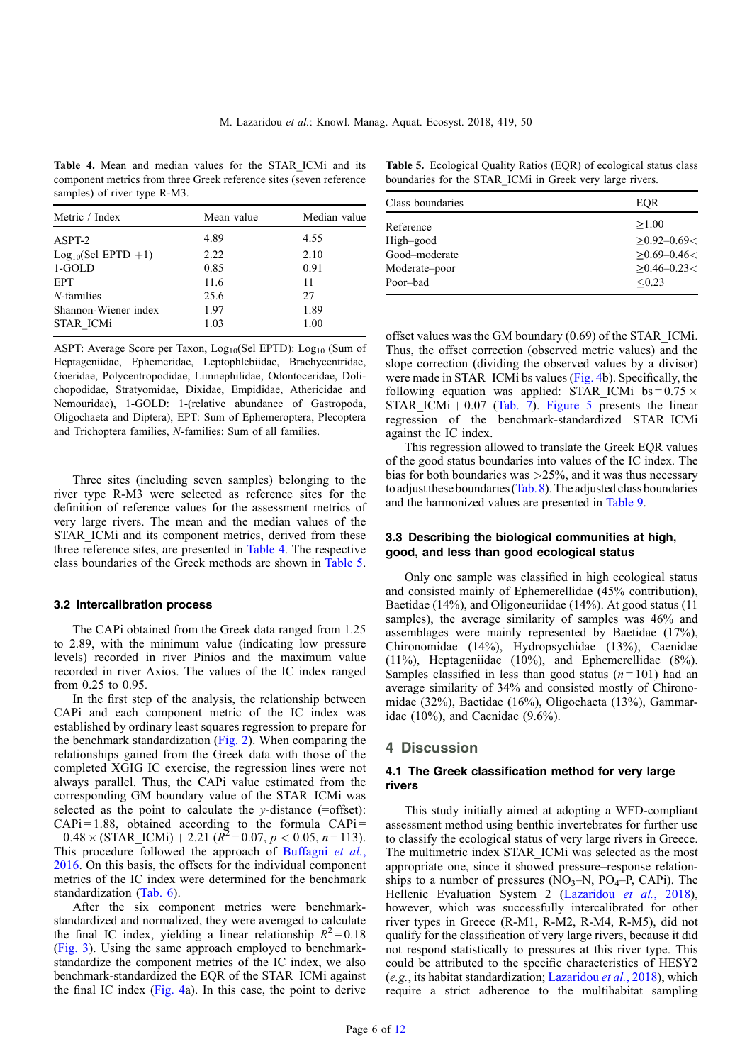**Table 4.** Mean and median values for the STAR_ICMi and its component metrics from three Greek reference sites (seven reference samples) of river type R-M3.

| Metric / Index | Mean value | Median value |
|---|---|---|
| ASPT-2 | 4.89 | 4.55 |
| $Log_{10}$(Sel EPTD +1) | 2.22 | 2.10 |
| 1-GOLD | 0.85 | 0.91 |
| EPT | 11.6 | 11 |
| *N*-families | 25.6 | 27 |
| Shannon-Wiener index | 1.97 | 1.89 |
| STAR_ICMi | 1.03 | 1.00 |

ASPT: Average Score per Taxon, $Log_{10}$(Sel EPTD): $Log_{10}$ (Sum of Heptageniidae, Ephemeridae, Leptophlebiidae, Brachycentridae, Goeridae, Polycentropodidae, Limnephilidae, Odontoceridae, Dolichopodidae, Stratyomidae, Dixidae, Empididae, Athericidae and Nemouridae), 1-GOLD: 1-(relative abundance of Gastropoda, Oligochaeta and Diptera), EPT: Sum of Ephemeroptera, Plecoptera and Trichoptera families, *N*-families: Sum of all families.

**Table 5.** Ecological Quality Ratios (EQR) of ecological status class boundaries for the STAR_ICMi in Greek very large rivers.

| Class boundaries | EQR |
|---|---|
| Reference | ≥1.00 |
| High–good | ≥0.92–0.69< |
| Good–moderate | ≥0.69–0.46< |
| Moderate–poor | ≥0.46–0.23< |
| Poor–bad | ≤0.23 |

Three sites (including seven samples) belonging to the river type R-M3 were selected as reference sites for the definition of reference values for the assessment metrics of very large rivers. The mean and the median values of the STAR_ICMi and its component metrics, derived from these three reference sites, are presented in Table 4. The respective class boundaries of the Greek methods are shown in Table 5.

### 3.2 Intercalibration process

The CAPi obtained from the Greek data ranged from 1.25 to 2.89, with the minimum value (indicating low pressure levels) recorded in river Pinios and the maximum value recorded in river Axios. The values of the IC index ranged from 0.25 to 0.95.

In the first step of the analysis, the relationship between CAPi and each component metric of the IC index was established by ordinary least squares regression to prepare for the benchmark standardization (Fig. 2). When comparing the relationships gained from the Greek data with those of the completed XGIG IC exercise, the regression lines were not always parallel. Thus, the CAPi value estimated from the corresponding GM boundary value of the STAR_ICMi was selected as the point to calculate the *y*-distance (=offset): CAPi = 1.88, obtained according to the formula CAPi = −0.48 × (STAR_ICMi) + 2.21 ($R^2 = 0.07$, $p < 0.05$, $n = 113$). This procedure followed the approach of Buffagni *et al.*, 2016. On this basis, the offsets for the individual component metrics of the IC index were determined for the benchmark standardization (Tab. 6).

After the six component metrics were benchmark-standardized and normalized, they were averaged to calculate the final IC index, yielding a linear relationship $R^2 = 0.18$ (Fig. 3). Using the same approach employed to benchmark-standardize the component metrics of the IC index, we also benchmark-standardized the EQR of the STAR_ICMi against the final IC index (Fig. 4a). In this case, the point to derive offset values was the GM boundary (0.69) of the STAR_ICMi. Thus, the offset correction (observed metric values) and the slope correction (dividing the observed values by a divisor) were made in STAR_ICMi bs values (Fig. 4b). Specifically, the following equation was applied: STAR_ICMi bs = 0.75 × STAR_ICMi + 0.07 (Tab. 7). Figure 5 presents the linear regression of the benchmark-standardized STAR_ICMi against the IC index.

This regression allowed to translate the Greek EQR values of the good status boundaries into values of the IC index. The bias for both boundaries was >25%, and it was thus necessary to adjust these boundaries (Tab. 8). The adjusted class boundaries and the harmonized values are presented in Table 9.

### 3.3 Describing the biological communities at high, good, and less than good ecological status

Only one sample was classified in high ecological status and consisted mainly of Ephemerellidae (45% contribution), Baetidae (14%), and Oligoneuriidae (14%). At good status (11 samples), the average similarity of samples was 46% and assemblages were mainly represented by Baetidae (17%), Chironomidae (14%), Hydropsychidae (13%), Caenidae (11%), Heptageniidae (10%), and Ephemerellidae (8%). Samples classified in less than good status ($n = 101$) had an average similarity of 34% and consisted mostly of Chironomidae (32%), Baetidae (16%), Oligochaeta (13%), Gammaridae (10%), and Caenidae (9.6%).

## 4 Discussion

### 4.1 The Greek classification method for very large rivers

This study initially aimed at adopting a WFD-compliant assessment method using benthic invertebrates for further use to classify the ecological status of very large rivers in Greece. The multimetric index STAR_ICMi was selected as the most appropriate one, since it showed pressure–response relationships to a number of pressures ($NO_3$–N, $PO_4$–P, CAPi). The Hellenic Evaluation System 2 (Lazaridou *et al.*, 2018), however, which was successfully intercalibrated for other river types in Greece (R-M1, R-M2, R-M4, R-M5), did not qualify for the classification of very large rivers, because it did not respond statistically to pressures at this river type. This could be attributed to the specific characteristics of HESY2 (*e.g.*, its habitat standardization; Lazaridou *et al.*, 2018), which require a strict adherence to the multihabitat sampling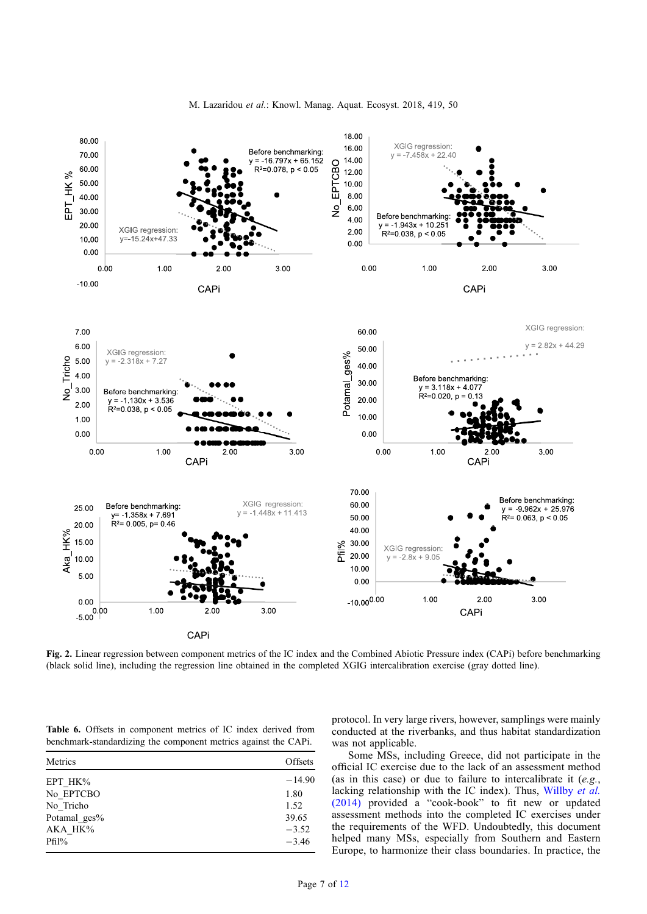Fig. 2. Linear regression between component metrics of the IC index and the Combined Abiotic Pressure index (CAPi) before benchmarking (black solid line), including the regression line obtained in the completed XGIG intercalibration exercise (gray dotted line).

Table 6. Offsets in component metrics of IC index derived from benchmark-standardizing the component metrics against the CAPi.

| Metrics | Offsets |
| --- | --- |
| EPT_HK% | −14.90 |
| No_EPTCBO | 1.80 |
| No_Tricho | 1.52 |
| Potamal_ges% | 39.65 |
| AKA_HK% | −3.52 |
| Pfil% | −3.46 |

protocol. In very large rivers, however, samplings were mainly conducted at the riverbanks, and thus habitat standardization was not applicable.

Some MSs, including Greece, did not participate in the official IC exercise due to the lack of an assessment method (as in this case) or due to failure to intercalibrate it (*e.g.*, lacking relationship with the IC index). Thus, Willby *et al.* (2014) provided a "cook-book" to fit new or updated assessment methods into the completed IC exercises under the requirements of the WFD. Undoubtedly, this document helped many MSs, especially from Southern and Eastern Europe, to harmonize their class boundaries. In practice, the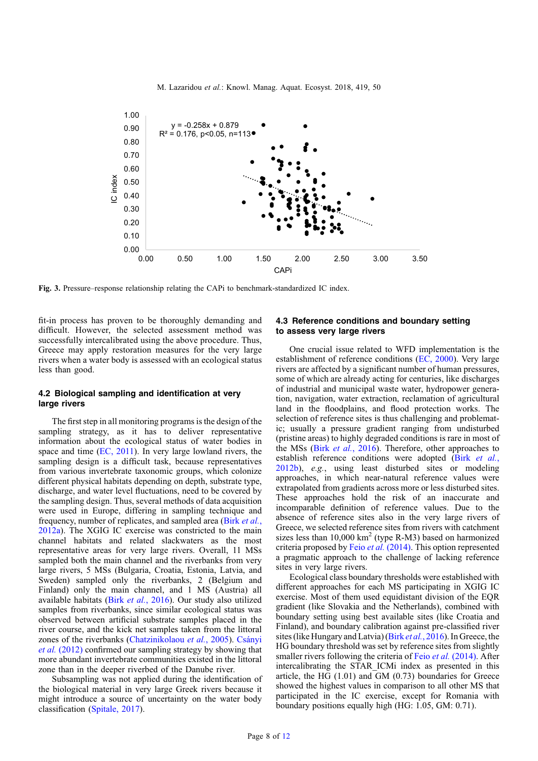Fig. 3. Pressure–response relationship relating the CAPi to benchmark-standardized IC index.

fit-in process has proven to be thoroughly demanding and difficult. However, the selected assessment method was successfully intercalibrated using the above procedure. Thus, Greece may apply restoration measures for the very large rivers when a water body is assessed with an ecological status less than good.

### 4.2 Biological sampling and identification at very large rivers

The first step in all monitoring programs is the design of the sampling strategy, as it has to deliver representative information about the ecological status of water bodies in space and time (EC, 2011). In very large lowland rivers, the sampling design is a difficult task, because representatives from various invertebrate taxonomic groups, which colonize different physical habitats depending on depth, substrate type, discharge, and water level fluctuations, need to be covered by the sampling design. Thus, several methods of data acquisition were used in Europe, differing in sampling technique and frequency, number of replicates, and sampled area (Birk *et al.*, 2012a). The XGIG IC exercise was constricted to the main channel habitats and related slackwaters as the most representative areas for very large rivers. Overall, 11 MSs sampled both the main channel and the riverbanks from very large rivers, 5 MSs (Bulgaria, Croatia, Estonia, Latvia, and Sweden) sampled only the riverbanks, 2 (Belgium and Finland) only the main channel, and 1 MS (Austria) all available habitats (Birk *et al.*, 2016). Our study also utilized samples from riverbanks, since similar ecological status was observed between artificial substrate samples placed in the river course, and the kick net samples taken from the littoral zones of the riverbanks (Chatzinikolaou *et al.*, 2005). Csányi *et al.* (2012) confirmed our sampling strategy by showing that more abundant invertebrate communities existed in the littoral zone than in the deeper riverbed of the Danube river.

Subsampling was not applied during the identification of the biological material in very large Greek rivers because it might introduce a source of uncertainty on the water body classification (Spitale, 2017).

### 4.3 Reference conditions and boundary setting to assess very large rivers

One crucial issue related to WFD implementation is the establishment of reference conditions (EC, 2000). Very large rivers are affected by a significant number of human pressures, some of which are already acting for centuries, like discharges of industrial and municipal waste water, hydropower generation, navigation, water extraction, reclamation of agricultural land in the floodplains, and flood protection works. The selection of reference sites is thus challenging and problematic; usually a pressure gradient ranging from undisturbed (pristine areas) to highly degraded conditions is rare in most of the MSs (Birk *et al.*, 2016). Therefore, other approaches to establish reference conditions were adopted (Birk *et al.*, 2012b), *e.g.*, using least disturbed sites or modeling approaches, in which near-natural reference values were extrapolated from gradients across more or less disturbed sites. These approaches hold the risk of an inaccurate and incomparable definition of reference values. Due to the absence of reference sites also in the very large rivers of Greece, we selected reference sites from rivers with catchment sizes less than 10,000 km$^2$ (type R-M3) based on harmonized criteria proposed by Feio *et al.* (2014). This option represented a pragmatic approach to the challenge of lacking reference sites in very large rivers.

Ecological class boundary thresholds were established with different approaches for each MS participating in XGIG IC exercise. Most of them used equidistant division of the EQR gradient (like Slovakia and the Netherlands), combined with boundary setting using best available sites (like Croatia and Finland), and boundary calibration against pre-classified river sites (like Hungary and Latvia) (Birk *et al.*, 2016). In Greece, the HG boundary threshold was set by reference sites from slightly smaller rivers following the criteria of Feio *et al.* (2014). After intercalibrating the STAR_ICMi index as presented in this article, the HG (1.01) and GM (0.73) boundaries for Greece showed the highest values in comparison to all other MS that participated in the IC exercise, except for Romania with boundary positions equally high (HG: 1.05, GM: 0.71).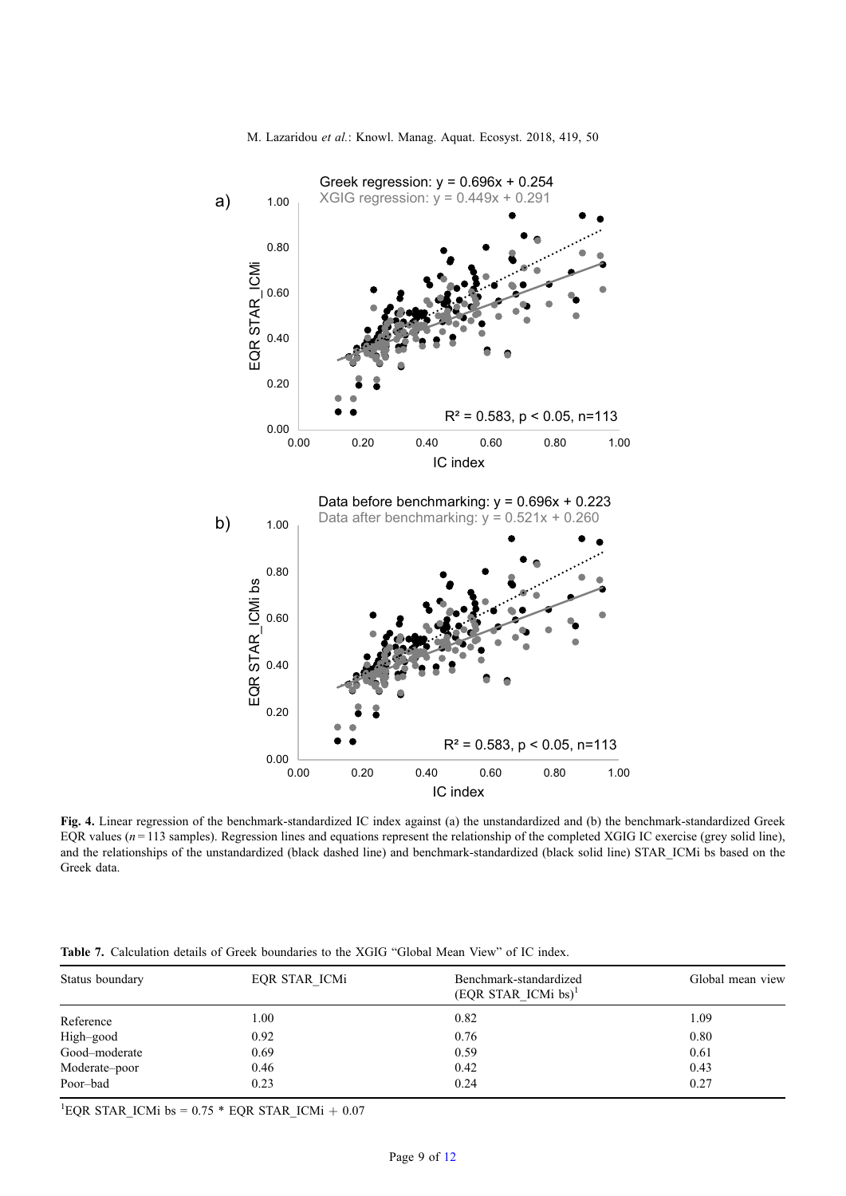**Fig. 4.** Linear regression of the benchmark-standardized IC index against (a) the unstandardized and (b) the benchmark-standardized Greek EQR values ($n = 113$ samples). Regression lines and equations represent the relationship of the completed XGIG IC exercise (grey solid line), and the relationships of the unstandardized (black dashed line) and benchmark-standardized (black solid line) STAR_ICMi bs based on the Greek data.

**Table 7.** Calculation details of Greek boundaries to the XGIG "Global Mean View" of IC index.

| Status boundary | EQR STAR_ICMi | Benchmark-standardized (EQR STAR_ICMi bs)[1] | Global mean view |
|---|---|---|---|
| Reference | 1.00 | 0.82 | 1.09 |
| High–good | 0.92 | 0.76 | 0.80 |
| Good–moderate | 0.69 | 0.59 | 0.61 |
| Moderate–poor | 0.46 | 0.42 | 0.43 |
| Poor–bad | 0.23 | 0.24 | 0.27 |

[1]EQR STAR_ICMi bs = 0.75 * EQR STAR_ICMi + 0.07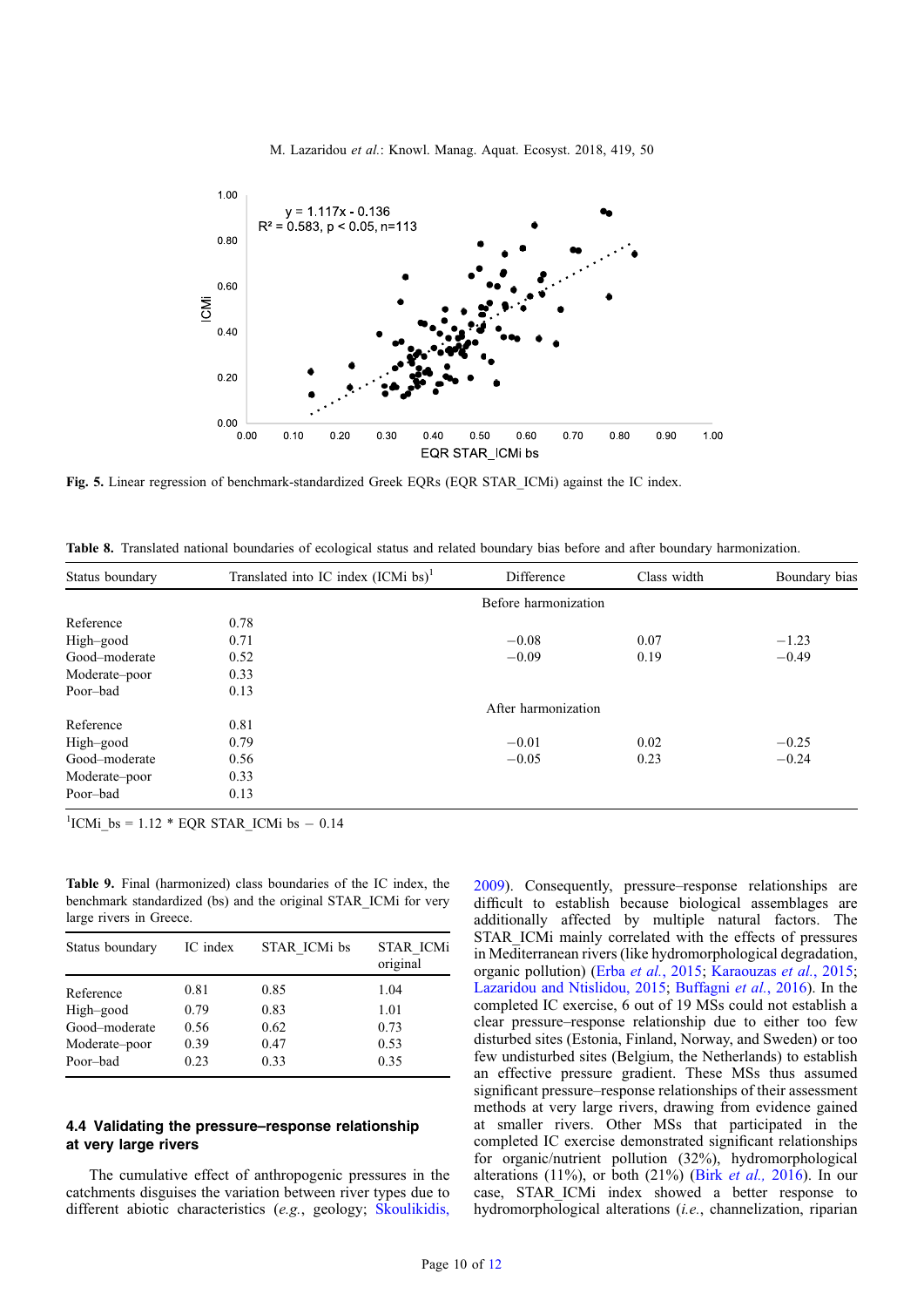**Fig. 5.** Linear regression of benchmark-standardized Greek EQRs (EQR STAR_ICMi) against the IC index.

**Table 8.** Translated national boundaries of ecological status and related boundary bias before and after boundary harmonization.

| Status boundary | Translated into IC index (ICMi bs)[1] | Difference | Class width | Boundary bias |
|---|---|---|---|---|
| | | Before harmonization | | |
| Reference | 0.78 | | | |
| High–good | 0.71 | −0.08 | 0.07 | −1.23 |
| Good–moderate | 0.52 | −0.09 | 0.19 | −0.49 |
| Moderate–poor | 0.33 | | | |
| Poor–bad | 0.13 | | | |
| | | After harmonization | | |
| Reference | 0.81 | | | |
| High–good | 0.79 | −0.01 | 0.02 | −0.25 |
| Good–moderate | 0.56 | −0.05 | 0.23 | −0.24 |
| Moderate–poor | 0.33 | | | |
| Poor–bad | 0.13 | | | |

[1]ICMi_bs = 1.12 * EQR STAR_ICMi bs − 0.14

**Table 9.** Final (harmonized) class boundaries of the IC index, the benchmark standardized (bs) and the original STAR_ICMi for very large rivers in Greece.

| Status boundary | IC index | STAR_ICMi bs | STAR_ICMi original |
|---|---|---|---|
| Reference | 0.81 | 0.85 | 1.04 |
| High–good | 0.79 | 0.83 | 1.01 |
| Good–moderate | 0.56 | 0.62 | 0.73 |
| Moderate–poor | 0.39 | 0.47 | 0.53 |
| Poor–bad | 0.23 | 0.33 | 0.35 |

### 4.4 Validating the pressure–response relationship at very large rivers

The cumulative effect of anthropogenic pressures in the catchments disguises the variation between river types due to different abiotic characteristics (*e.g.*, geology; Skoulikidis, 2009). Consequently, pressure–response relationships are difficult to establish because biological assemblages are additionally affected by multiple natural factors. The STAR_ICMi mainly correlated with the effects of pressures in Mediterranean rivers (like hydromorphological degradation, organic pollution) (Erba *et al.*, 2015; Karaouzas *et al.*, 2015; Lazaridou and Ntislidou, 2015; Buffagni *et al.*, 2016). In the completed IC exercise, 6 out of 19 MSs could not establish a clear pressure–response relationship due to either too few disturbed sites (Estonia, Finland, Norway, and Sweden) or too few undisturbed sites (Belgium, the Netherlands) to establish an effective pressure gradient. These MSs thus assumed significant pressure–response relationships of their assessment methods at very large rivers, drawing from evidence gained at smaller rivers. Other MSs that participated in the completed IC exercise demonstrated significant relationships for organic/nutrient pollution (32%), hydromorphological alterations (11%), or both (21%) (Birk *et al.,* 2016). In our case, STAR_ICMi index showed a better response to hydromorphological alterations (*i.e.*, channelization, riparian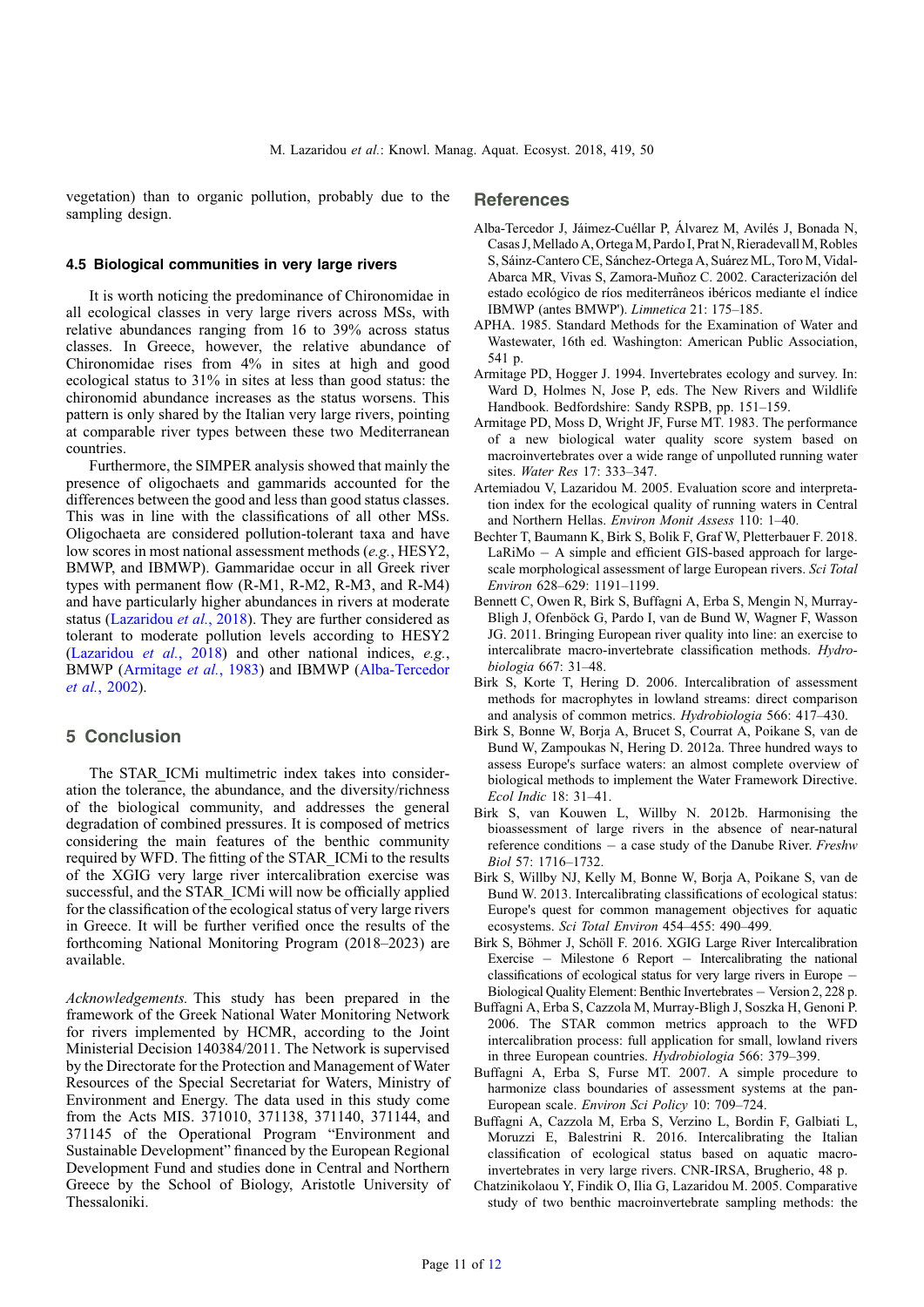vegetation) than to organic pollution, probably due to the sampling design.

### 4.5 Biological communities in very large rivers

It is worth noticing the predominance of Chironomidae in all ecological classes in very large rivers across MSs, with relative abundances ranging from 16 to 39% across status classes. In Greece, however, the relative abundance of Chironomidae rises from 4% in sites at high and good ecological status to 31% in sites at less than good status: the chironomid abundance increases as the status worsens. This pattern is only shared by the Italian very large rivers, pointing at comparable river types between these two Mediterranean countries.

Furthermore, the SIMPER analysis showed that mainly the presence of oligochaets and gammarids accounted for the differences between the good and less than good status classes. This was in line with the classifications of all other MSs. Oligochaeta are considered pollution-tolerant taxa and have low scores in most national assessment methods (*e.g.*, HESY2, BMWP, and IBMWP). Gammaridae occur in all Greek river types with permanent flow (R-M1, R-M2, R-M3, and R-M4) and have particularly higher abundances in rivers at moderate status (Lazaridou *et al.*, 2018). They are further considered as tolerant to moderate pollution levels according to HESY2 (Lazaridou *et al.*, 2018) and other national indices, *e.g.*, BMWP (Armitage *et al.*, 1983) and IBMWP (Alba-Tercedor *et al.*, 2002).

## 5 Conclusion

The STAR_ICMi multimetric index takes into consideration the tolerance, the abundance, and the diversity/richness of the biological community, and addresses the general degradation of combined pressures. It is composed of metrics considering the main features of the benthic community required by WFD. The fitting of the STAR_ICMi to the results of the XGIG very large river intercalibration exercise was successful, and the STAR_ICMi will now be officially applied for the classification of the ecological status of very large rivers in Greece. It will be further verified once the results of the forthcoming National Monitoring Program (2018–2023) are available.

*Acknowledgements.* This study has been prepared in the framework of the Greek National Water Monitoring Network for rivers implemented by HCMR, according to the Joint Ministerial Decision 140384/2011. The Network is supervised by the Directorate for the Protection and Management of Water Resources of the Special Secretariat for Waters, Ministry of Environment and Energy. The data used in this study come from the Acts MIS. 371010, 371138, 371140, 371144, and 371145 of the Operational Program "Environment and Sustainable Development" financed by the European Regional Development Fund and studies done in Central and Northern Greece by the School of Biology, Aristotle University of Thessaloniki.

## References

Alba-Tercedor J, Jáimez-Cuéllar P, Álvarez M, Avilés J, Bonada N, Casas J, Mellado A, Ortega M, Pardo I, Prat N, Rieradevall M, Robles S, Sáinz-Cantero CE, Sánchez-Ortega A, Suárez ML, Toro M, Vidal-Abarca MR, Vivas S, Zamora-Muñoz C. 2002. Caracterización del estado ecológico de ríos mediterráneos ibéricos mediante el índice IBMWP (antes BMWP'). *Limnetica* 21: 175–185.

APHA. 1985. Standard Methods for the Examination of Water and Wastewater, 16th ed. Washington: American Public Association, 541 p.

Armitage PD, Hogger J. 1994. Invertebrates ecology and survey. In: Ward D, Holmes N, Jose P, eds. The New Rivers and Wildlife Handbook. Bedfordshire: Sandy RSPB, pp. 151–159.

Armitage PD, Moss D, Wright JF, Furse MT. 1983. The performance of a new biological water quality score system based on macroinvertebrates over a wide range of unpolluted running water sites. *Water Res* 17: 333–347.

Artemiadou V, Lazaridou M. 2005. Evaluation score and interpretation index for the ecological quality of running waters in Central and Northern Hellas. *Environ Monit Assess* 110: 1–40.

Bechter T, Baumann K, Birk S, Bolik F, Graf W, Pletterbauer F. 2018. LaRiMo – A simple and efficient GIS-based approach for large-scale morphological assessment of large European rivers. *Sci Total Environ* 628–629: 1191–1199.

Bennett C, Owen R, Birk S, Buffagni A, Erba S, Mengin N, Murray-Bligh J, Ofenböck G, Pardo I, van de Bund W, Wagner F, Wasson JG. 2011. Bringing European river quality into line: an exercise to intercalibrate macro-invertebrate classification methods. *Hydrobiologia* 667: 31–48.

Birk S, Korte T, Hering D. 2006. Intercalibration of assessment methods for macrophytes in lowland streams: direct comparison and analysis of common metrics. *Hydrobiologia* 566: 417–430.

Birk S, Bonne W, Borja A, Brucet S, Courrat A, Poikane S, van de Bund W, Zampoukas N, Hering D. 2012a. Three hundred ways to assess Europe's surface waters: an almost complete overview of biological methods to implement the Water Framework Directive. *Ecol Indic* 18: 31–41.

Birk S, van Kouwen L, Willby N. 2012b. Harmonising the bioassessment of large rivers in the absence of near-natural reference conditions – a case study of the Danube River. *Freshw Biol* 57: 1716–1732.

Birk S, Willby NJ, Kelly M, Bonne W, Borja A, Poikane S, van de Bund W. 2013. Intercalibrating classifications of ecological status: Europe's quest for common management objectives for aquatic ecosystems. *Sci Total Environ* 454–455: 490–499.

Birk S, Böhmer J, Schöll F. 2016. XGIG Large River Intercalibration Exercise – Milestone 6 Report – Intercalibrating the national classifications of ecological status for very large rivers in Europe – Biological Quality Element: Benthic Invertebrates – Version 2, 228 p.

Buffagni A, Erba S, Cazzola M, Murray-Bligh J, Soszka H, Genoni P. 2006. The STAR common metrics approach to the WFD intercalibration process: full application for small, lowland rivers in three European countries. *Hydrobiologia* 566: 379–399.

Buffagni A, Erba S, Furse MT. 2007. A simple procedure to harmonize class boundaries of assessment systems at the pan-European scale. *Environ Sci Policy* 10: 709–724.

Buffagni A, Cazzola M, Erba S, Verzino L, Bordin F, Galbiati L, Moruzzi E, Balestrini R. 2016. Intercalibrating the Italian classification of ecological status based on aquatic macroinvertebrates in very large rivers. CNR-IRSA, Brugherio, 48 p.

Chatzinikolaou Y, Findik O, Ilia G, Lazaridou M. 2005. Comparative study of two benthic macroinvertebrate sampling methods: the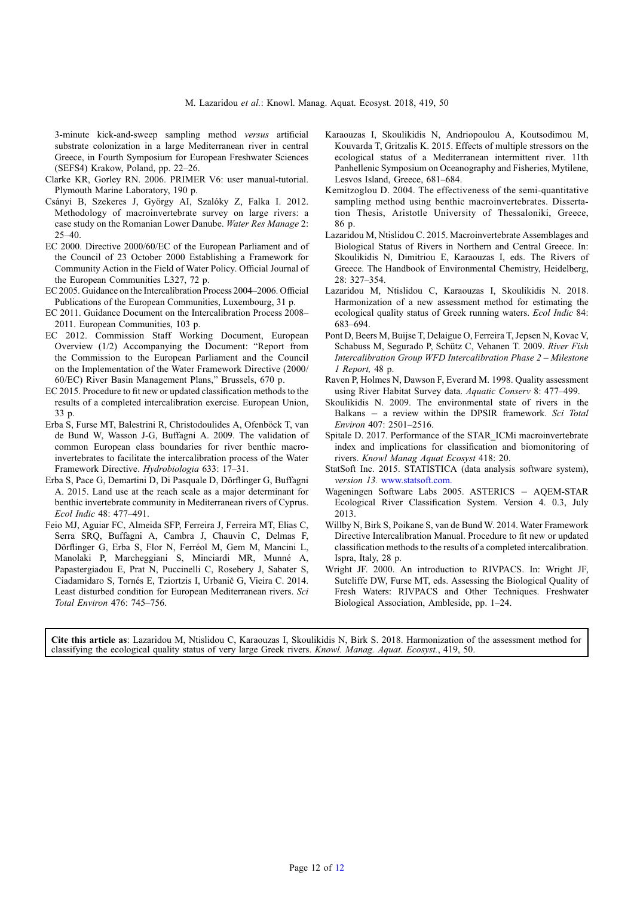3-minute kick-and-sweep sampling method *versus* artificial substrate colonization in a large Mediterranean river in central Greece, in Fourth Symposium for European Freshwater Sciences (SEFS4) Krakow, Poland, pp. 22–26.

Clarke KR, Gorley RN. 2006. PRIMER V6: user manual-tutorial. Plymouth Marine Laboratory, 190 p.

Csányi B, Szekeres J, György AI, Szalóky Z, Falka I. 2012. Methodology of macroinvertebrate survey on large rivers: a case study on the Romanian Lower Danube. *Water Res Manage* 2: 25–40.

EC 2000. Directive 2000/60/EC of the European Parliament and of the Council of 23 October 2000 Establishing a Framework for Community Action in the Field of Water Policy. Official Journal of the European Communities L327, 72 p.

EC 2005. Guidance on the Intercalibration Process 2004–2006. Official Publications of the European Communities, Luxembourg, 31 p.

EC 2011. Guidance Document on the Intercalibration Process 2008–2011. European Communities, 103 p.

EC 2012. Commission Staff Working Document, European Overview (1/2) Accompanying the Document: "Report from the Commission to the European Parliament and the Council on the Implementation of the Water Framework Directive (2000/60/EC) River Basin Management Plans," Brussels, 670 p.

EC 2015. Procedure to fit new or updated classification methods to the results of a completed intercalibration exercise. European Union, 33 p.

Erba S, Furse MT, Balestrini R, Christodoulides A, Ofenböck T, van de Bund W, Wasson J-G, Buffagni A. 2009. The validation of common European class boundaries for river benthic macroinvertebrates to facilitate the intercalibration process of the Water Framework Directive. *Hydrobiologia* 633: 17–31.

Erba S, Pace G, Demartini D, Di Pasquale D, Dörflinger G, Buffagni A. 2015. Land use at the reach scale as a major determinant for benthic invertebrate community in Mediterranean rivers of Cyprus. *Ecol Indic* 48: 477–491.

Feio MJ, Aguiar FC, Almeida SFP, Ferreira J, Ferreira MT, Elias C, Serra SRQ, Buffagni A, Cambra J, Chauvin C, Delmas F, Dörflinger G, Erba S, Flor N, Ferréol M, Gem M, Mancini L, Manolaki P, Marcheggiani S, Minciardi MR, Munné A, Papastergiadou E, Prat N, Puccinelli C, Rosebery J, Sabater S, Ciadamidaro S, Tornés E, Tziortzis I, Urbanič G, Vieira C. 2014. Least disturbed condition for European Mediterranean rivers. *Sci Total Environ* 476: 745–756.

Karaouzas I, Skoulikidis N, Andriopoulou A, Koutsodimou M, Kouvarda T, Gritzalis K. 2015. Effects of multiple stressors on the ecological status of a Mediterranean intermittent river. 11th Panhellenic Symposium on Oceanography and Fisheries, Mytilene, Lesvos Island, Greece, 681–684.

Kemitzoglou D. 2004. The effectiveness of the semi-quantitative sampling method using benthic macroinvertebrates. Dissertation Thesis, Aristotle University of Thessaloniki, Greece, 86 p.

Lazaridou M, Ntislidou C. 2015. Macroinvertebrate Assemblages and Biological Status of Rivers in Northern and Central Greece. In: Skoulikidis N, Dimitriou E, Karaouzas I, eds. The Rivers of Greece. The Handbook of Environmental Chemistry, Heidelberg, 28: 327–354.

Lazaridou M, Ntislidou C, Karaouzas I, Skoulikidis N. 2018. Harmonization of a new assessment method for estimating the ecological quality status of Greek running waters. *Ecol Indic* 84: 683–694.

Pont D, Beers M, Buijse T, Delaigue O, Ferreira T, Jepsen N, Kovac V, Schabuss M, Segurado P, Schütz C, Vehanen T. 2009. *River Fish Intercalibration Group WFD Intercalibration Phase 2 – Milestone 1 Report,* 48 p.

Raven P, Holmes N, Dawson F, Everard M. 1998. Quality assessment using River Habitat Survey data. *Aquatic Conserv* 8: 477–499.

Skoulikidis N. 2009. The environmental state of rivers in the Balkans – a review within the DPSIR framework. *Sci Total Environ* 407: 2501–2516.

Spitale D. 2017. Performance of the STAR_ICMi macroinvertebrate index and implications for classification and biomonitoring of rivers. *Knowl Manag Aquat Ecosyst* 418: 20.

StatSoft Inc. 2015. STATISTICA (data analysis software system), *version 13.* www.statsoft.com.

Wageningen Software Labs 2005. ASTERICS – AQEM-STAR Ecological River Classification System. Version 4. 0.3, July 2013.

Willby N, Birk S, Poikane S, van de Bund W. 2014. Water Framework Directive Intercalibration Manual. Procedure to fit new or updated classification methods to the results of a completed intercalibration. Ispra, Italy, 28 p.

Wright JF. 2000. An introduction to RIVPACS. In: Wright JF, Sutcliffe DW, Furse MT, eds. Assessing the Biological Quality of Fresh Waters: RIVPACS and Other Techniques. Freshwater Biological Association, Ambleside, pp. 1–24.

**Cite this article as**: Lazaridou M, Ntislidou C, Karaouzas I, Skoulikidis N, Birk S. 2018. Harmonization of the assessment method for classifying the ecological quality status of very large Greek rivers. *Knowl. Manag. Aquat. Ecosyst.*, 419, 50.